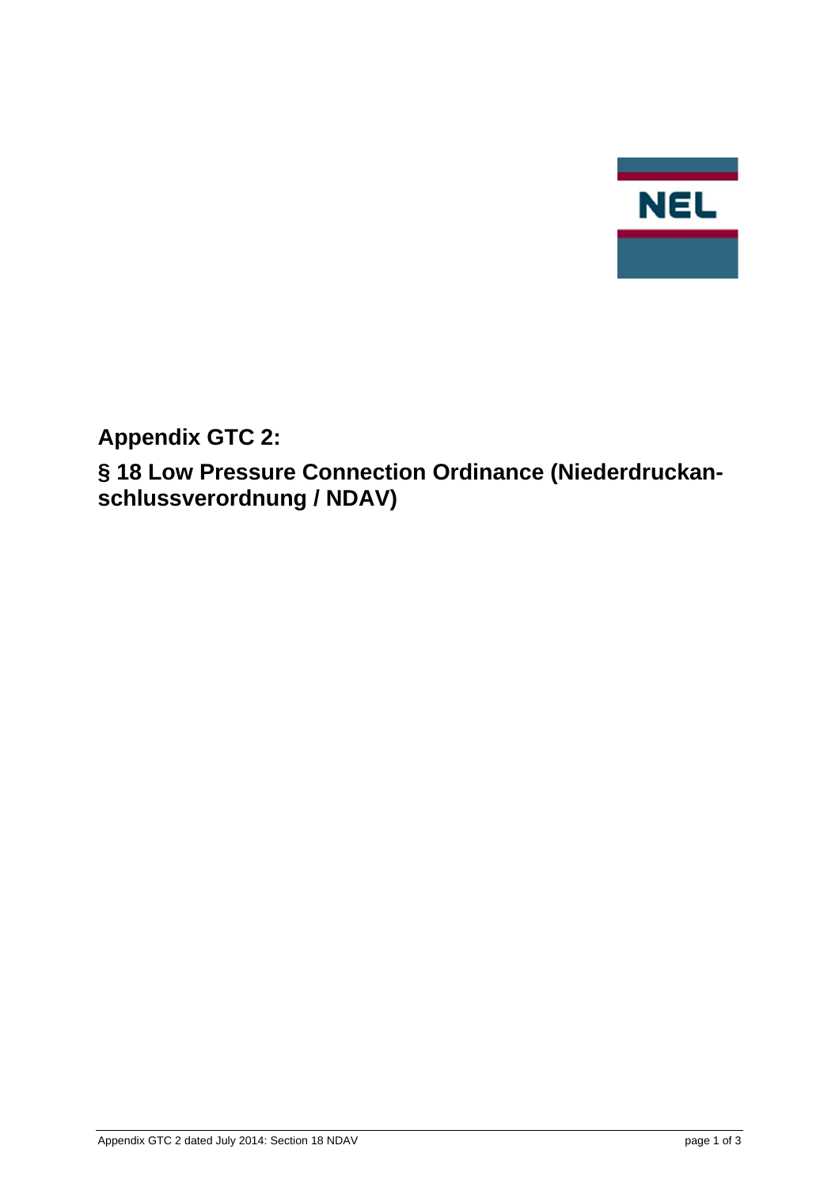# Appendix GTC 2:

# § 18 Low Pressure Connection Ordinance (Niederdruckanschlussverordnung / NDAV)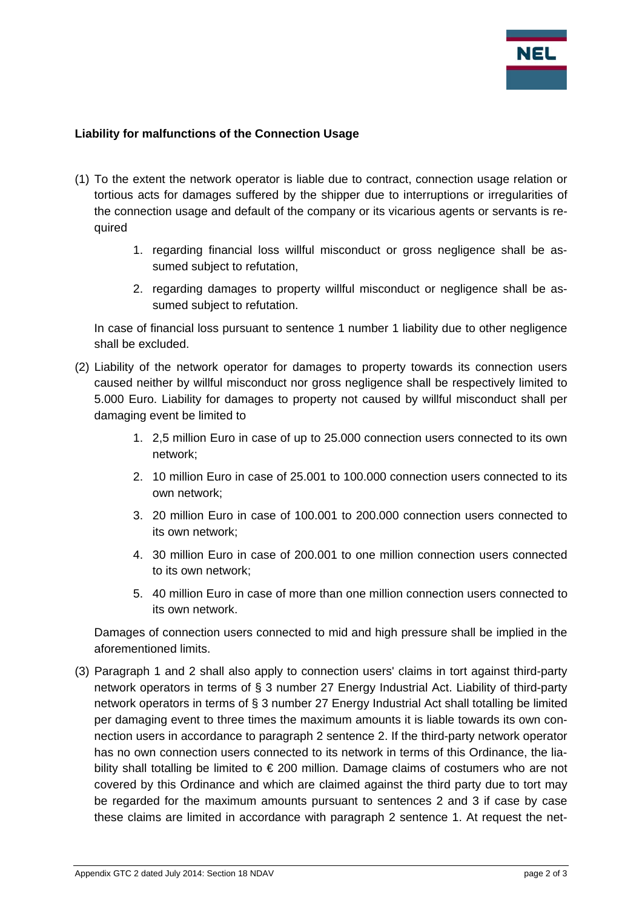**Liability for malfunctions of the Connection Usage**

(1) To the extent the network operator is liable due to contract, connection usage relation or tortious acts for damages suffered by the shipper due to interruptions or irregularities of the connection usage and default of the company or its vicarious agents or servants is required

1. regarding financial loss willful misconduct or gross negligence shall be assumed subject to refutation,
2. regarding damages to property willful misconduct or negligence shall be assumed subject to refutation.

In case of financial loss pursuant to sentence 1 number 1 liability due to other negligence shall be excluded.

(2) Liability of the network operator for damages to property towards its connection users caused neither by willful misconduct nor gross negligence shall be respectively limited to 5.000 Euro. Liability for damages to property not caused by willful misconduct shall per damaging event be limited to

1. 2,5 million Euro in case of up to 25.000 connection users connected to its own network;
2. 10 million Euro in case of 25.001 to 100.000 connection users connected to its own network;
3. 20 million Euro in case of 100.001 to 200.000 connection users connected to its own network;
4. 30 million Euro in case of 200.001 to one million connection users connected to its own network;
5. 40 million Euro in case of more than one million connection users connected to its own network.

Damages of connection users connected to mid and high pressure shall be implied in the aforementioned limits.

(3) Paragraph 1 and 2 shall also apply to connection users' claims in tort against third-party network operators in terms of § 3 number 27 Energy Industrial Act. Liability of third-party network operators in terms of § 3 number 27 Energy Industrial Act shall totalling be limited per damaging event to three times the maximum amounts it is liable towards its own connection users in accordance to paragraph 2 sentence 2. If the third-party network operator has no own connection users connected to its network in terms of this Ordinance, the liability shall totalling be limited to € 200 million. Damage claims of costumers who are not covered by this Ordinance and which are claimed against the third party due to tort may be regarded for the maximum amounts pursuant to sentences 2 and 3 if case by case these claims are limited in accordance with paragraph 2 sentence 1. At request the net-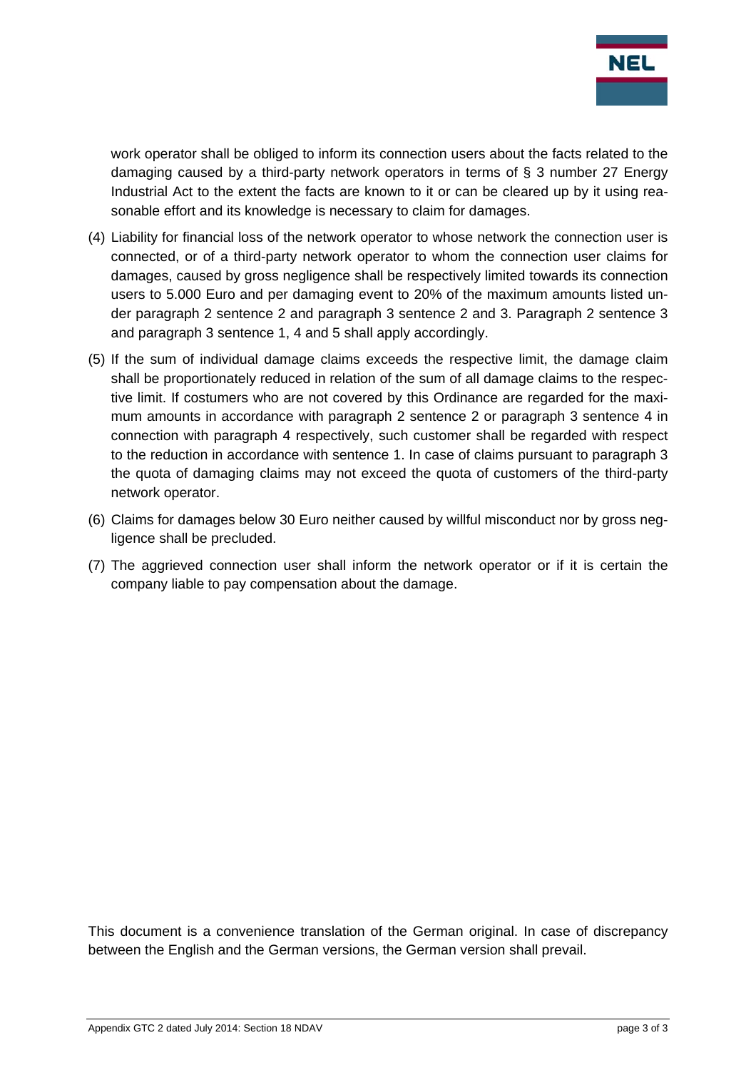work operator shall be obliged to inform its connection users about the facts related to the damaging caused by a third-party network operators in terms of § 3 number 27 Energy Industrial Act to the extent the facts are known to it or can be cleared up by it using reasonable effort and its knowledge is necessary to claim for damages.

(4) Liability for financial loss of the network operator to whose network the connection user is connected, or of a third-party network operator to whom the connection user claims for damages, caused by gross negligence shall be respectively limited towards its connection users to 5.000 Euro and per damaging event to 20% of the maximum amounts listed under paragraph 2 sentence 2 and paragraph 3 sentence 2 and 3. Paragraph 2 sentence 3 and paragraph 3 sentence 1, 4 and 5 shall apply accordingly.

(5) If the sum of individual damage claims exceeds the respective limit, the damage claim shall be proportionately reduced in relation of the sum of all damage claims to the respective limit. If costumers who are not covered by this Ordinance are regarded for the maximum amounts in accordance with paragraph 2 sentence 2 or paragraph 3 sentence 4 in connection with paragraph 4 respectively, such customer shall be regarded with respect to the reduction in accordance with sentence 1. In case of claims pursuant to paragraph 3 the quota of damaging claims may not exceed the quota of customers of the third-party network operator.

(6) Claims for damages below 30 Euro neither caused by willful misconduct nor by gross negligence shall be precluded.

(7) The aggrieved connection user shall inform the network operator or if it is certain the company liable to pay compensation about the damage.

This document is a convenience translation of the German original. In case of discrepancy between the English and the German versions, the German version shall prevail.